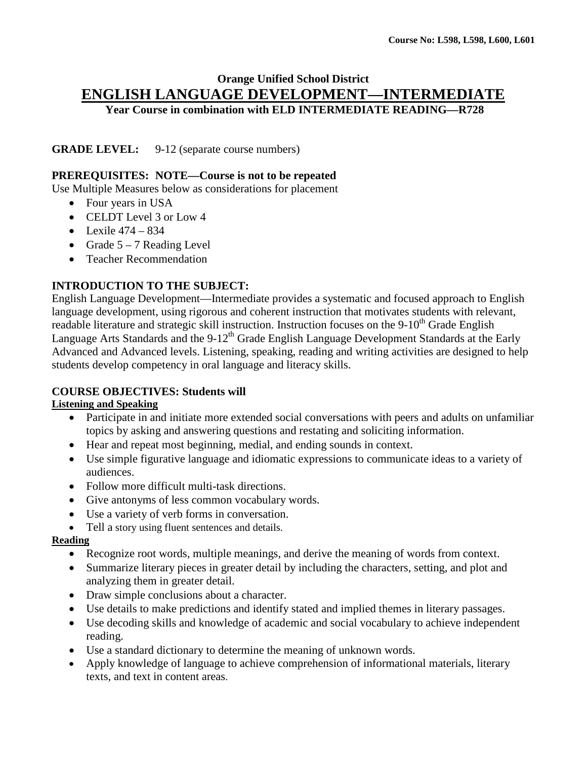Course No: L598, L598, L600, L601

**Orange Unified School District**

# ENGLISH LANGUAGE DEVELOPMENT—INTERMEDIATE

**Year Course in combination with ELD INTERMEDIATE READING—R728**

**GRADE LEVEL:** 9-12 (separate course numbers)

**PREREQUISITES: NOTE—Course is not to be repeated**

Use Multiple Measures below as considerations for placement

- Four years in USA
- CELDT Level 3 or Low 4
- Lexile 474 – 834
- Grade 5 – 7 Reading Level
- Teacher Recommendation

**INTRODUCTION TO THE SUBJECT:**

English Language Development—Intermediate provides a systematic and focused approach to English language development, using rigorous and coherent instruction that motivates students with relevant, readable literature and strategic skill instruction. Instruction focuses on the 9-10th Grade English Language Arts Standards and the 9-12th Grade English Language Development Standards at the Early Advanced and Advanced levels. Listening, speaking, reading and writing activities are designed to help students develop competency in oral language and literacy skills.

**COURSE OBJECTIVES: Students will**

**Listening and Speaking**

- Participate in and initiate more extended social conversations with peers and adults on unfamiliar topics by asking and answering questions and restating and soliciting information.
- Hear and repeat most beginning, medial, and ending sounds in context.
- Use simple figurative language and idiomatic expressions to communicate ideas to a variety of audiences.
- Follow more difficult multi-task directions.
- Give antonyms of less common vocabulary words.
- Use a variety of verb forms in conversation.
- Tell a story using fluent sentences and details.

**Reading**

- Recognize root words, multiple meanings, and derive the meaning of words from context.
- Summarize literary pieces in greater detail by including the characters, setting, and plot and analyzing them in greater detail.
- Draw simple conclusions about a character.
- Use details to make predictions and identify stated and implied themes in literary passages.
- Use decoding skills and knowledge of academic and social vocabulary to achieve independent reading.
- Use a standard dictionary to determine the meaning of unknown words.
- Apply knowledge of language to achieve comprehension of informational materials, literary texts, and text in content areas.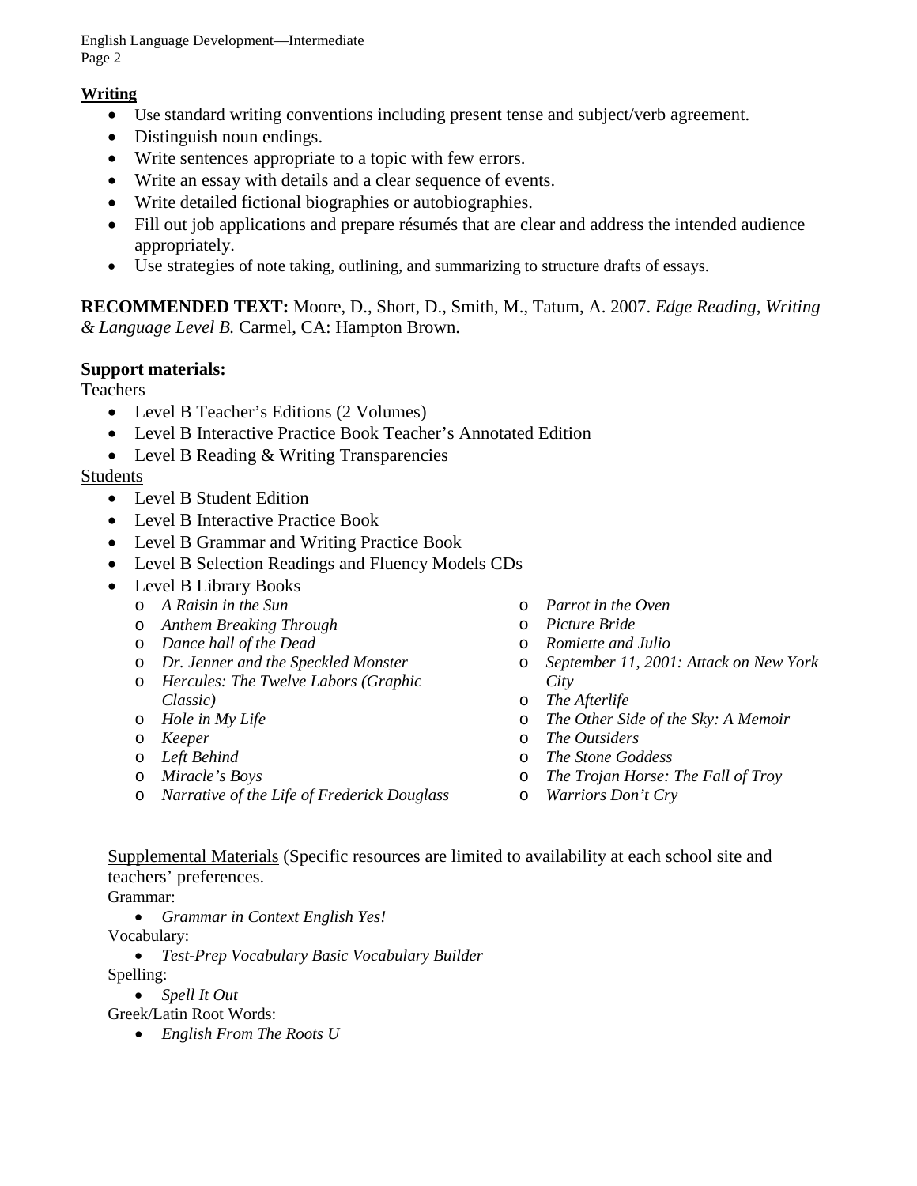**Writing**

- Use standard writing conventions including present tense and subject/verb agreement.
- Distinguish noun endings.
- Write sentences appropriate to a topic with few errors.
- Write an essay with details and a clear sequence of events.
- Write detailed fictional biographies or autobiographies.
- Fill out job applications and prepare résumés that are clear and address the intended audience appropriately.
- Use strategies of note taking, outlining, and summarizing to structure drafts of essays.

**RECOMMENDED TEXT:** Moore, D., Short, D., Smith, M., Tatum, A. 2007. *Edge Reading, Writing & Language Level B.* Carmel, CA: Hampton Brown.

**Support materials:**

Teachers

- Level B Teacher's Editions (2 Volumes)
- Level B Interactive Practice Book Teacher's Annotated Edition
- Level B Reading & Writing Transparencies

Students

- Level B Student Edition
- Level B Interactive Practice Book
- Level B Grammar and Writing Practice Book
- Level B Selection Readings and Fluency Models CDs
- Level B Library Books
  - *A Raisin in the Sun*
  - *Anthem Breaking Through*
  - *Dance hall of the Dead*
  - *Dr. Jenner and the Speckled Monster*
  - *Hercules: The Twelve Labors (Graphic Classic)*
  - *Hole in My Life*
  - *Keeper*
  - *Left Behind*
  - *Miracle's Boys*
  - *Narrative of the Life of Frederick Douglass*
  - *Parrot in the Oven*
  - *Picture Bride*
  - *Romiette and Julio*
  - *September 11, 2001: Attack on New York City*
  - *The Afterlife*
  - *The Other Side of the Sky: A Memoir*
  - *The Outsiders*
  - *The Stone Goddess*
  - *The Trojan Horse: The Fall of Troy*
  - *Warriors Don't Cry*

Supplemental Materials (Specific resources are limited to availability at each school site and teachers' preferences.

Grammar:

- *Grammar in Context English Yes!*

Vocabulary:

- *Test-Prep Vocabulary Basic Vocabulary Builder*

Spelling:

- *Spell It Out*

Greek/Latin Root Words:

- *English From The Roots U*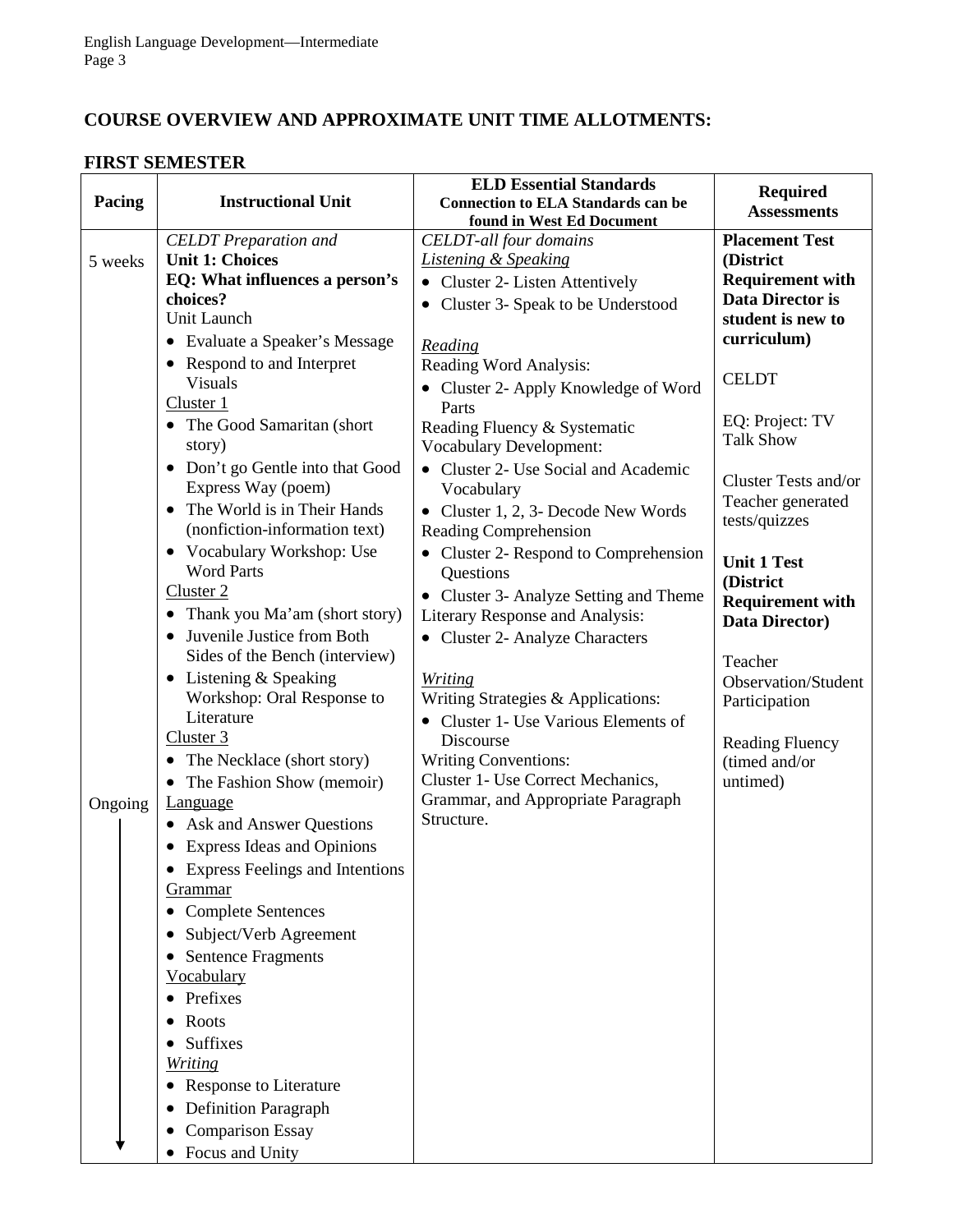## COURSE OVERVIEW AND APPROXIMATE UNIT TIME ALLOTMENTS:

### FIRST SEMESTER

| Pacing | Instructional Unit | ELD Essential Standards<br>Connection to ELA Standards can be found in West Ed Document | Required Assessments |
|---|---|---|---|
| 5 weeks<br><br>Ongoing ↓ | *CELDT Preparation and*<br>**Unit 1: Choices**<br>**EQ: What influences a person's choices?**<br>Unit Launch<br>• Evaluate a Speaker's Message<br>• Respond to and Interpret Visuals<br>Cluster 1<br>• The Good Samaritan (short story)<br>• Don't go Gentle into that Good Express Way (poem)<br>• The World is in Their Hands (nonfiction-information text)<br>• Vocabulary Workshop: Use Word Parts<br>Cluster 2<br>• Thank you Ma'am (short story)<br>• Juvenile Justice from Both Sides of the Bench (interview)<br>• Listening & Speaking Workshop: Oral Response to Literature<br>Cluster 3<br>• The Necklace (short story)<br>• The Fashion Show (memoir)<br>Language<br>• Ask and Answer Questions<br>• Express Ideas and Opinions<br>• Express Feelings and Intentions<br>Grammar<br>• Complete Sentences<br>• Subject/Verb Agreement<br>• Sentence Fragments<br>Vocabulary<br>• Prefixes<br>• Roots<br>• Suffixes<br>*Writing*<br>• Response to Literature<br>• Definition Paragraph<br>• Comparison Essay<br>• Focus and Unity | *CELDT-all four domains*<br>*Listening & Speaking*<br>• Cluster 2- Listen Attentively<br>• Cluster 3- Speak to be Understood<br><br>*Reading*<br>Reading Word Analysis:<br>• Cluster 2- Apply Knowledge of Word Parts<br>Reading Fluency & Systematic Vocabulary Development:<br>• Cluster 2- Use Social and Academic Vocabulary<br>• Cluster 1, 2, 3- Decode New Words<br>Reading Comprehension<br>• Cluster 2- Respond to Comprehension Questions<br>• Cluster 3- Analyze Setting and Theme<br>Literary Response and Analysis:<br>• Cluster 2- Analyze Characters<br><br>*Writing*<br>Writing Strategies & Applications:<br>• Cluster 1- Use Various Elements of Discourse<br>Writing Conventions:<br>Cluster 1- Use Correct Mechanics, Grammar, and Appropriate Paragraph Structure. | **Placement Test (District Requirement with Data Director is student is new to curriculum)**<br><br>CELDT<br><br>EQ: Project: TV Talk Show<br><br>Cluster Tests and/or Teacher generated tests/quizzes<br><br>**Unit 1 Test (District Requirement with Data Director)**<br><br>Teacher Observation/Student Participation<br><br>Reading Fluency (timed and/or untimed) |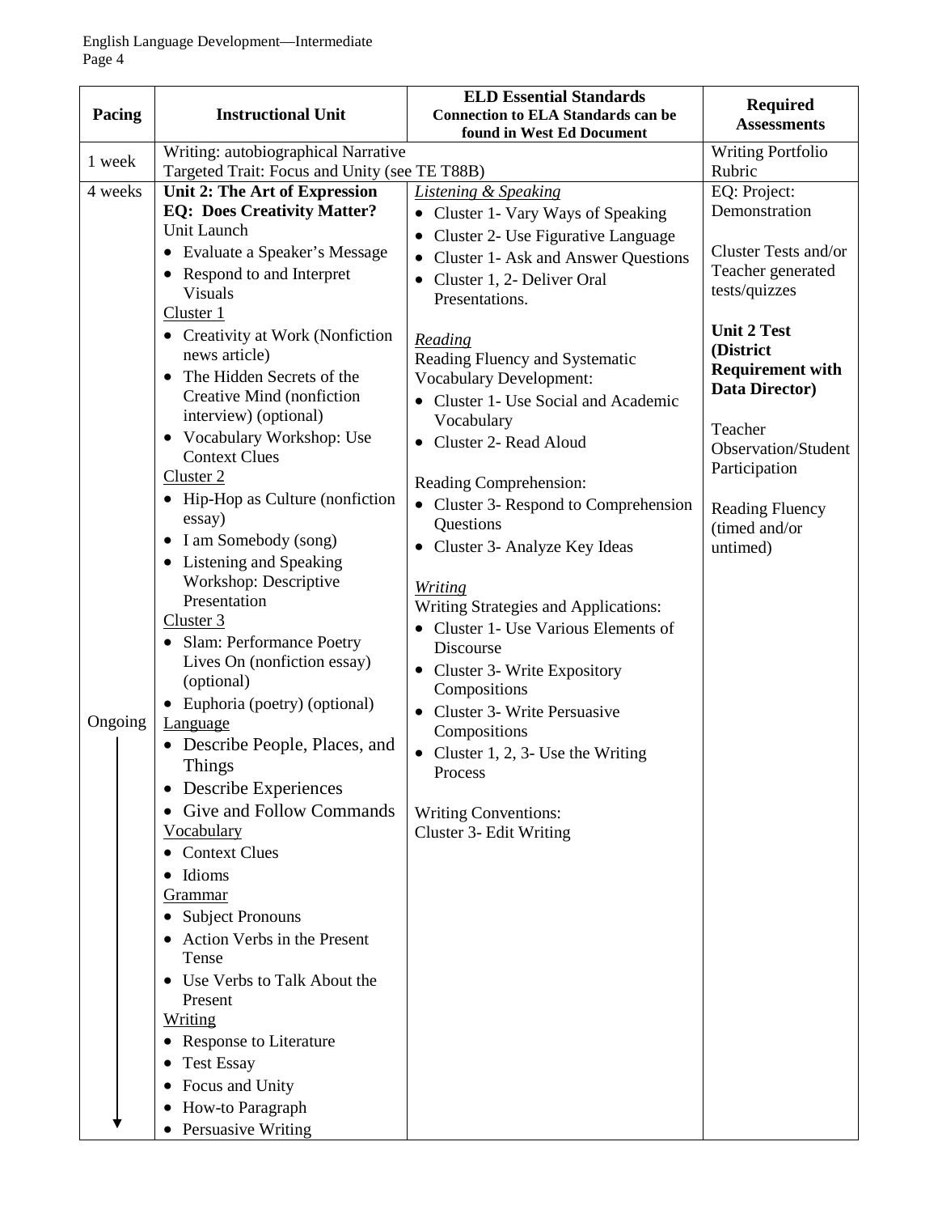| Pacing | Instructional Unit | ELD Essential Standards<br>**Connection to ELA Standards can be found in West Ed Document** | Required Assessments |
|---|---|---|---|
| 1 week | Writing: autobiographical Narrative<br>Targeted Trait: Focus and Unity (see TE T88B) | | Writing Portfolio Rubric |
| 4 weeks<br><br>Ongoing | **Unit 2: The Art of Expression**<br>**EQ: Does Creativity Matter?**<br>Unit Launch<br>• Evaluate a Speaker's Message<br>• Respond to and Interpret Visuals<br>Cluster 1<br>• Creativity at Work (Nonfiction news article)<br>• The Hidden Secrets of the Creative Mind (nonfiction interview) (optional)<br>• Vocabulary Workshop: Use Context Clues<br>Cluster 2<br>• Hip-Hop as Culture (nonfiction essay)<br>• I am Somebody (song)<br>• Listening and Speaking Workshop: Descriptive Presentation<br>Cluster 3<br>• Slam: Performance Poetry Lives On (nonfiction essay) (optional)<br>• Euphoria (poetry) (optional)<br>Language<br>• Describe People, Places, and Things<br>• Describe Experiences<br>• Give and Follow Commands<br>Vocabulary<br>• Context Clues<br>• Idioms<br>Grammar<br>• Subject Pronouns<br>• Action Verbs in the Present Tense<br>• Use Verbs to Talk About the Present<br>Writing<br>• Response to Literature<br>• Test Essay<br>• Focus and Unity<br>• How-to Paragraph<br>• Persuasive Writing | *Listening & Speaking*<br>• Cluster 1- Vary Ways of Speaking<br>• Cluster 2- Use Figurative Language<br>• Cluster 1- Ask and Answer Questions<br>• Cluster 1, 2- Deliver Oral Presentations.<br><br>*Reading*<br>Reading Fluency and Systematic Vocabulary Development:<br>• Cluster 1- Use Social and Academic Vocabulary<br>• Cluster 2- Read Aloud<br><br>Reading Comprehension:<br>• Cluster 3- Respond to Comprehension Questions<br>• Cluster 3- Analyze Key Ideas<br><br>*Writing*<br>Writing Strategies and Applications:<br>• Cluster 1- Use Various Elements of Discourse<br>• Cluster 3- Write Expository Compositions<br>• Cluster 3- Write Persuasive Compositions<br>• Cluster 1, 2, 3- Use the Writing Process<br><br>Writing Conventions:<br>Cluster 3- Edit Writing | EQ: Project: Demonstration<br><br>Cluster Tests and/or Teacher generated tests/quizzes<br><br>**Unit 2 Test (District Requirement with Data Director)**<br><br>Teacher Observation/Student Participation<br><br>Reading Fluency (timed and/or untimed) |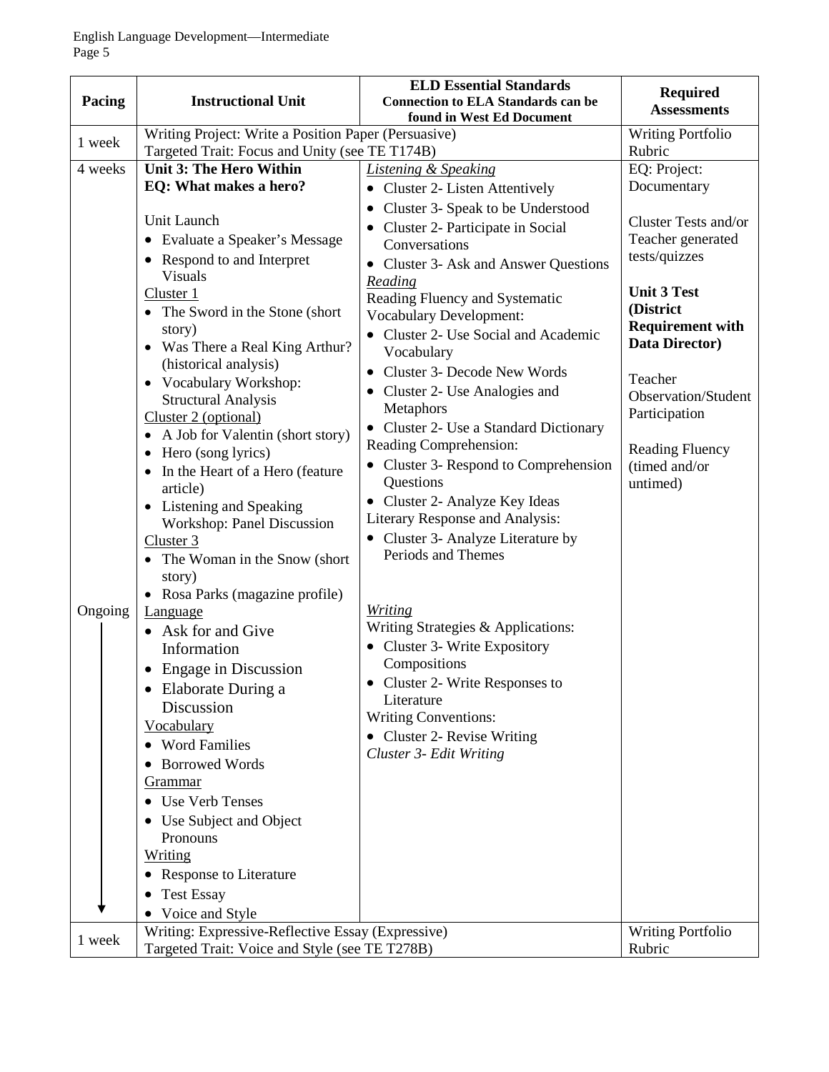| Pacing | Instructional Unit | ELD Essential Standards<br>Connection to ELA Standards can be found in West Ed Document | Required Assessments |
|---|---|---|---|
| 1 week | Writing Project: Write a Position Paper (Persuasive)<br>Targeted Trait: Focus and Unity (see TE T174B) | | Writing Portfolio Rubric |
| 4 weeks<br><br>Ongoing | **Unit 3: The Hero Within**<br>**EQ: What makes a hero?**<br><br>Unit Launch<br>• Evaluate a Speaker's Message<br>• Respond to and Interpret Visuals<br>Cluster 1<br>• The Sword in the Stone (short story)<br>• Was There a Real King Arthur? (historical analysis)<br>• Vocabulary Workshop: Structural Analysis<br>Cluster 2 (optional)<br>• A Job for Valentin (short story)<br>• Hero (song lyrics)<br>• In the Heart of a Hero (feature article)<br>• Listening and Speaking Workshop: Panel Discussion<br>Cluster 3<br>• The Woman in the Snow (short story)<br>• Rosa Parks (magazine profile)<br>Language<br>• Ask for and Give Information<br>• Engage in Discussion<br>• Elaborate During a Discussion<br>Vocabulary<br>• Word Families<br>• Borrowed Words<br>Grammar<br>• Use Verb Tenses<br>• Use Subject and Object Pronouns<br>Writing<br>• Response to Literature<br>• Test Essay<br>• Voice and Style | *Listening & Speaking*<br>• Cluster 2- Listen Attentively<br>• Cluster 3- Speak to be Understood<br>• Cluster 2- Participate in Social Conversations<br>• Cluster 3- Ask and Answer Questions<br>*Reading*<br>Reading Fluency and Systematic Vocabulary Development:<br>• Cluster 2- Use Social and Academic Vocabulary<br>• Cluster 3- Decode New Words<br>• Cluster 2- Use Analogies and Metaphors<br>• Cluster 2- Use a Standard Dictionary<br>Reading Comprehension:<br>• Cluster 3- Respond to Comprehension Questions<br>• Cluster 2- Analyze Key Ideas<br>Literary Response and Analysis:<br>• Cluster 3- Analyze Literature by Periods and Themes<br><br>*Writing*<br>Writing Strategies & Applications:<br>• Cluster 3- Write Expository Compositions<br>• Cluster 2- Write Responses to Literature<br>Writing Conventions:<br>• Cluster 2- Revise Writing<br>*Cluster 3- Edit Writing* | EQ: Project: Documentary<br><br>Cluster Tests and/or Teacher generated tests/quizzes<br><br>**Unit 3 Test (District Requirement with Data Director)**<br><br>Teacher Observation/Student Participation<br><br>Reading Fluency (timed and/or untimed) |
| 1 week | Writing: Expressive-Reflective Essay (Expressive)<br>Targeted Trait: Voice and Style (see TE T278B) | | Writing Portfolio Rubric |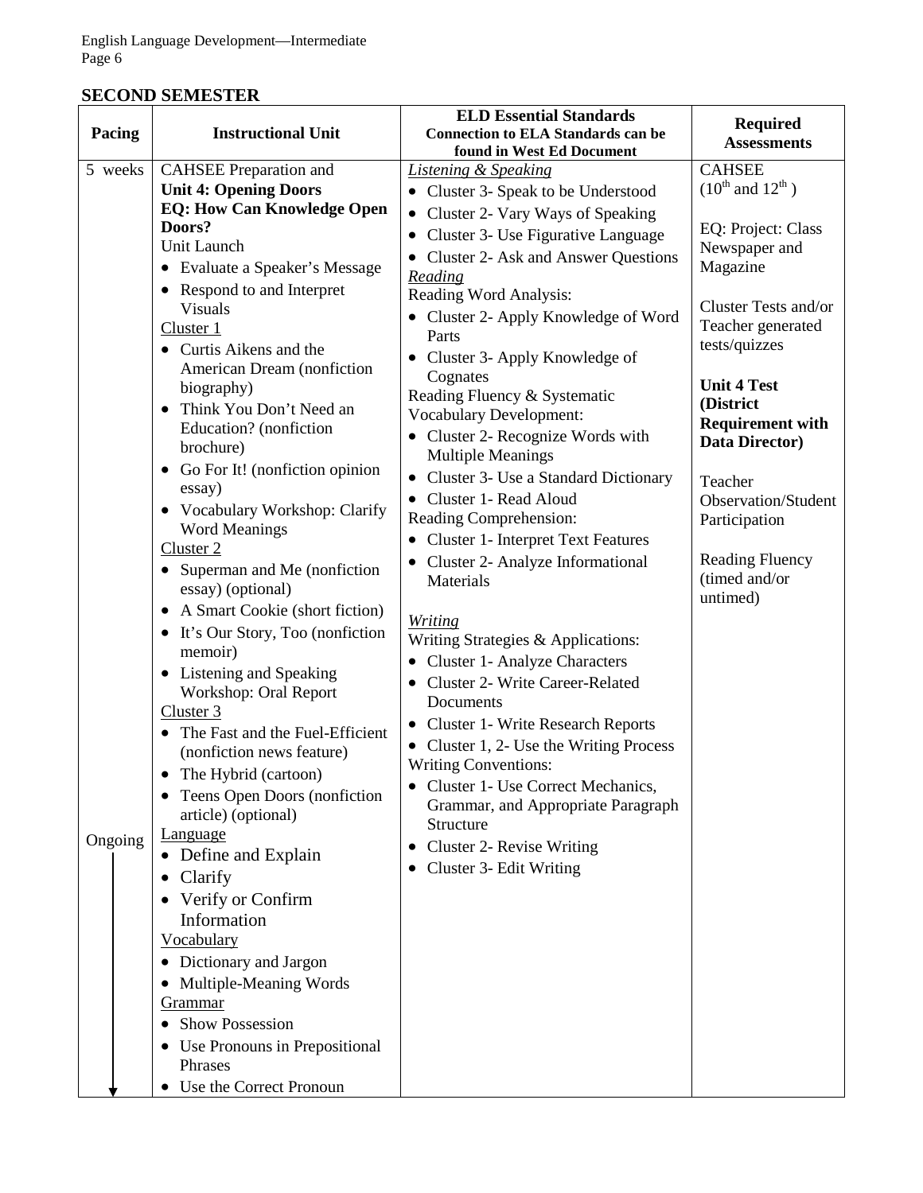## SECOND SEMESTER

| Pacing | Instructional Unit | ELD Essential Standards **Connection to ELA Standards can be found in West Ed Document** | Required Assessments |
|---|---|---|---|
| 5 weeks<br><br>Ongoing | CAHSEE Preparation and<br>**Unit 4: Opening Doors**<br>**EQ: How Can Knowledge Open Doors?**<br>Unit Launch<br>• Evaluate a Speaker's Message<br>• Respond to and Interpret Visuals<br>Cluster 1<br>• Curtis Aikens and the American Dream (nonfiction biography)<br>• Think You Don't Need an Education? (nonfiction brochure)<br>• Go For It! (nonfiction opinion essay)<br>• Vocabulary Workshop: Clarify Word Meanings<br>Cluster 2<br>• Superman and Me (nonfiction essay) (optional)<br>• A Smart Cookie (short fiction)<br>• It's Our Story, Too (nonfiction memoir)<br>• Listening and Speaking Workshop: Oral Report<br>Cluster 3<br>• The Fast and the Fuel-Efficient (nonfiction news feature)<br>• The Hybrid (cartoon)<br>• Teens Open Doors (nonfiction article) (optional)<br>Language<br>• Define and Explain<br>• Clarify<br>• Verify or Confirm Information<br>Vocabulary<br>• Dictionary and Jargon<br>• Multiple-Meaning Words<br>Grammar<br>• Show Possession<br>• Use Pronouns in Prepositional Phrases<br>• Use the Correct Pronoun | *Listening & Speaking*<br>• Cluster 3- Speak to be Understood<br>• Cluster 2- Vary Ways of Speaking<br>• Cluster 3- Use Figurative Language<br>• Cluster 2- Ask and Answer Questions<br>*Reading*<br>Reading Word Analysis:<br>• Cluster 2- Apply Knowledge of Word Parts<br>• Cluster 3- Apply Knowledge of Cognates<br>Reading Fluency & Systematic Vocabulary Development:<br>• Cluster 2- Recognize Words with Multiple Meanings<br>• Cluster 3- Use a Standard Dictionary<br>• Cluster 1- Read Aloud<br>Reading Comprehension:<br>• Cluster 1- Interpret Text Features<br>• Cluster 2- Analyze Informational Materials<br><br>*Writing*<br>Writing Strategies & Applications:<br>• Cluster 1- Analyze Characters<br>• Cluster 2- Write Career-Related Documents<br>• Cluster 1- Write Research Reports<br>• Cluster 1, 2- Use the Writing Process<br>Writing Conventions:<br>• Cluster 1- Use Correct Mechanics, Grammar, and Appropriate Paragraph Structure<br>• Cluster 2- Revise Writing<br>• Cluster 3- Edit Writing | CAHSEE<br>(10th and 12th )<br><br>EQ: Project: Class Newspaper and Magazine<br><br>Cluster Tests and/or Teacher generated tests/quizzes<br><br>**Unit 4 Test (District Requirement with Data Director)**<br><br>Teacher Observation/Student Participation<br><br>Reading Fluency (timed and/or untimed) |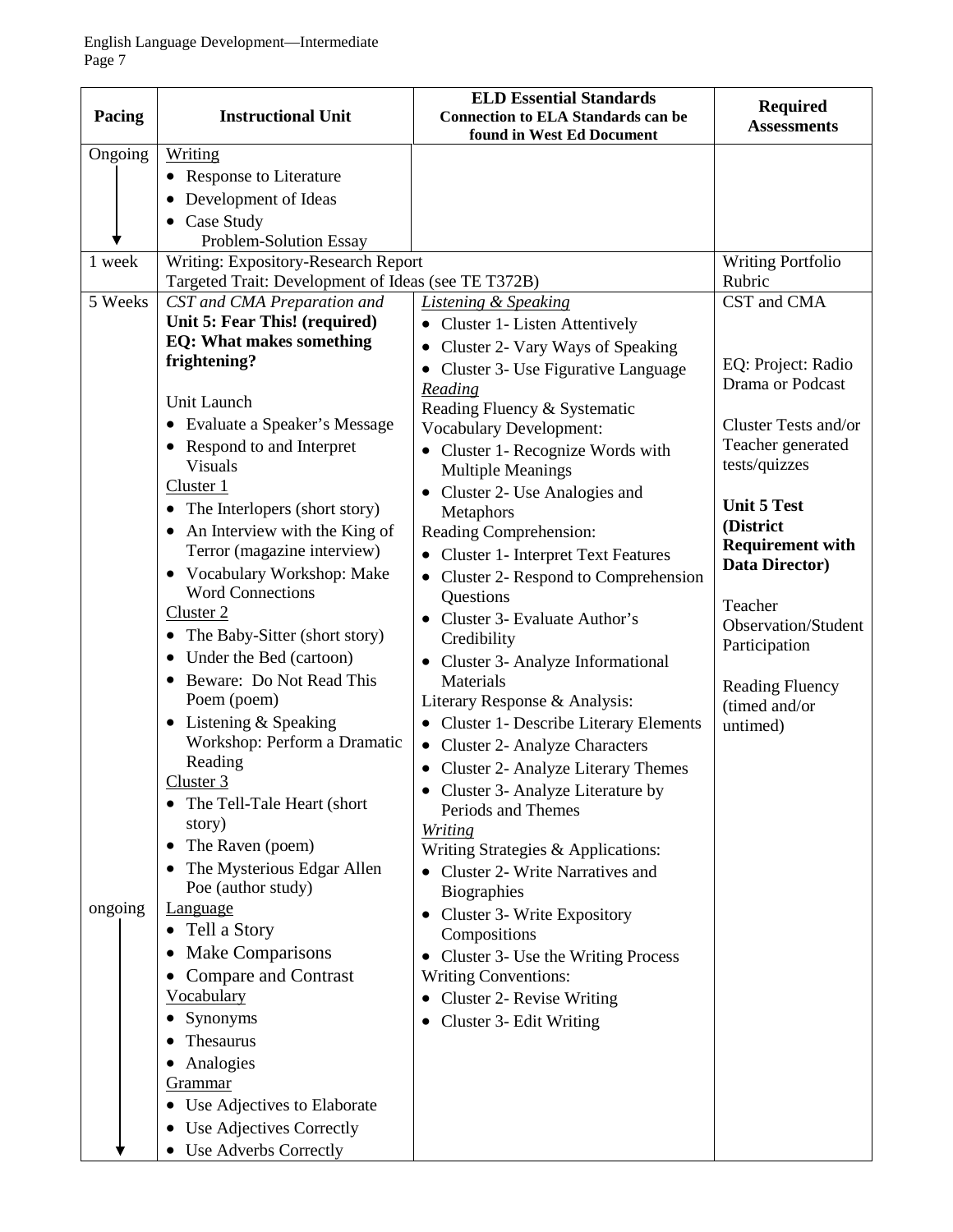| Pacing | Instructional Unit | ELD Essential Standards **Connection to ELA Standards can be found in West Ed Document** | Required Assessments |
|---|---|---|---|
| Ongoing ↓ | <u>Writing</u><br>• Response to Literature<br>• Development of Ideas<br>• Case Study<br>Problem-Solution Essay | | |
| 1 week | Writing: Expository-Research Report<br>Targeted Trait: Development of Ideas (see TE T372B) | | Writing Portfolio Rubric |
| 5 Weeks<br><br>ongoing ↓ | *CST and CMA Preparation and*<br>**Unit 5: Fear This! (required)**<br>**EQ: What makes something frightening?**<br><br>Unit Launch<br>• Evaluate a Speaker's Message<br>• Respond to and Interpret Visuals<br><u>Cluster 1</u><br>• The Interlopers (short story)<br>• An Interview with the King of Terror (magazine interview)<br>• Vocabulary Workshop: Make Word Connections<br><u>Cluster 2</u><br>• The Baby-Sitter (short story)<br>• Under the Bed (cartoon)<br>• Beware: Do Not Read This Poem (poem)<br>• Listening & Speaking Workshop: Perform a Dramatic Reading<br><u>Cluster 3</u><br>• The Tell-Tale Heart (short story)<br>• The Raven (poem)<br>• The Mysterious Edgar Allen Poe (author study)<br><u>Language</u><br>• Tell a Story<br>• Make Comparisons<br>• Compare and Contrast<br><u>Vocabulary</u><br>• Synonyms<br>• Thesaurus<br>• Analogies<br><u>Grammar</u><br>• Use Adjectives to Elaborate<br>• Use Adjectives Correctly<br>• Use Adverbs Correctly | <u>*Listening & Speaking*</u><br>• Cluster 1- Listen Attentively<br>• Cluster 2- Vary Ways of Speaking<br>• Cluster 3- Use Figurative Language<br><u>*Reading*</u><br>Reading Fluency & Systematic Vocabulary Development:<br>• Cluster 1- Recognize Words with Multiple Meanings<br>• Cluster 2- Use Analogies and Metaphors<br>Reading Comprehension:<br>• Cluster 1- Interpret Text Features<br>• Cluster 2- Respond to Comprehension Questions<br>• Cluster 3- Evaluate Author's Credibility<br>• Cluster 3- Analyze Informational Materials<br>Literary Response & Analysis:<br>• Cluster 1- Describe Literary Elements<br>• Cluster 2- Analyze Characters<br>• Cluster 2- Analyze Literary Themes<br>• Cluster 3- Analyze Literature by Periods and Themes<br><u>*Writing*</u><br>Writing Strategies & Applications:<br>• Cluster 2- Write Narratives and Biographies<br>• Cluster 3- Write Expository Compositions<br>• Cluster 3- Use the Writing Process<br>Writing Conventions:<br>• Cluster 2- Revise Writing<br>• Cluster 3- Edit Writing | CST and CMA<br><br>EQ: Project: Radio Drama or Podcast<br><br>Cluster Tests and/or Teacher generated tests/quizzes<br><br>**Unit 5 Test (District Requirement with Data Director)**<br><br>Teacher Observation/Student Participation<br><br>Reading Fluency (timed and/or untimed) |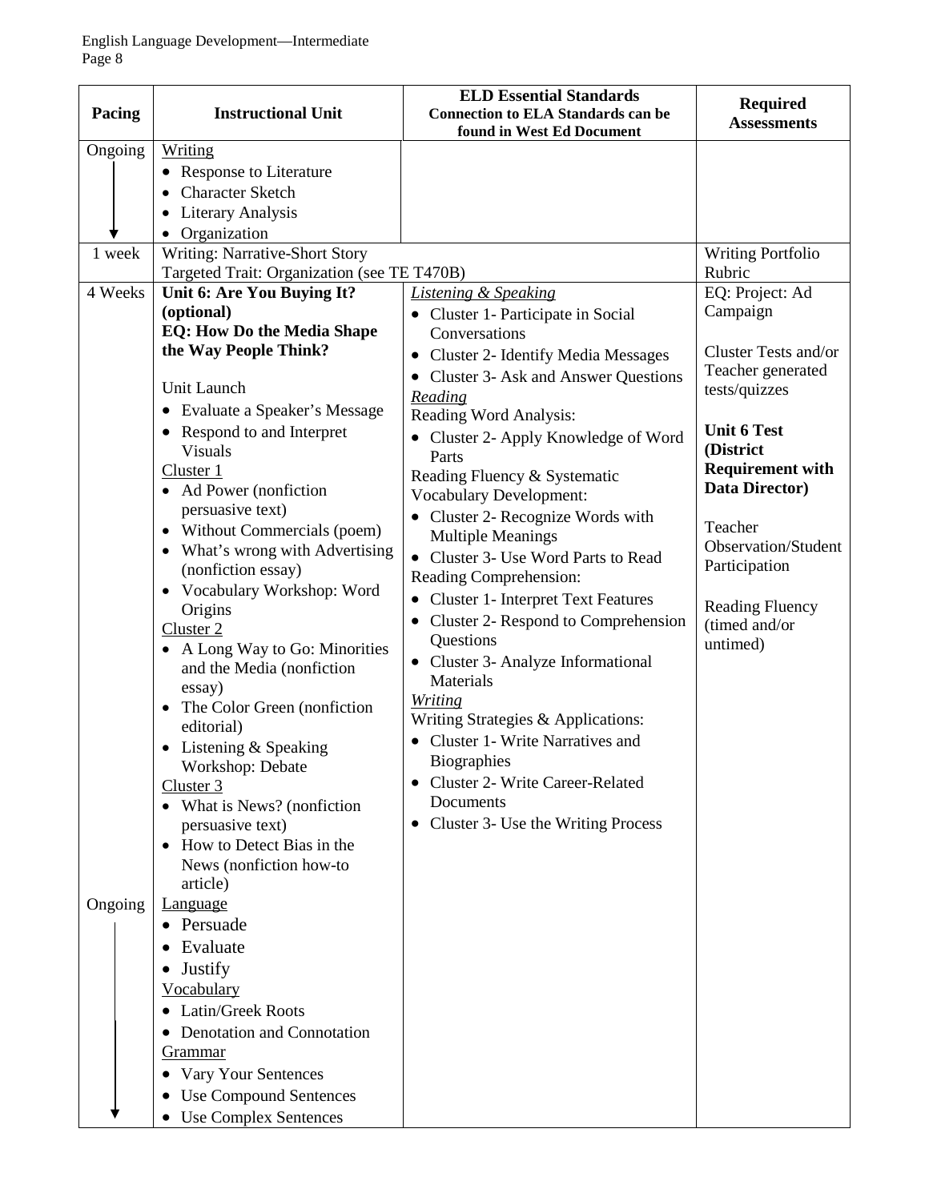| Pacing | Instructional Unit | ELD Essential Standards<br>**Connection to ELA Standards can be found in West Ed Document** | Required Assessments |
|---|---|---|---|
| Ongoing ↓ | <u>Writing</u><br>• Response to Literature<br>• Character Sketch<br>• Literary Analysis<br>• Organization | | |
| 1 week | Writing: Narrative-Short Story<br>Targeted Trait: Organization (see TE T470B) | | Writing Portfolio Rubric |
| 4 Weeks<br><br><br><br><br><br><br><br>Ongoing ↓ | **Unit 6: Are You Buying It? (optional)**<br>**EQ: How Do the Media Shape the Way People Think?**<br><br>Unit Launch<br>• Evaluate a Speaker's Message<br>• Respond to and Interpret Visuals<br><u>Cluster 1</u><br>• Ad Power (nonfiction persuasive text)<br>• Without Commercials (poem)<br>• What's wrong with Advertising (nonfiction essay)<br>• Vocabulary Workshop: Word Origins<br><u>Cluster 2</u><br>• A Long Way to Go: Minorities and the Media (nonfiction essay)<br>• The Color Green (nonfiction editorial)<br>• Listening & Speaking Workshop: Debate<br><u>Cluster 3</u><br>• What is News? (nonfiction persuasive text)<br>• How to Detect Bias in the News (nonfiction how-to article)<br><u>Language</u><br>• Persuade<br>• Evaluate<br>• Justify<br><u>Vocabulary</u><br>• Latin/Greek Roots<br>• Denotation and Connotation<br><u>Grammar</u><br>• Vary Your Sentences<br>• Use Compound Sentences<br>• Use Complex Sentences | <u>*Listening & Speaking*</u><br>• Cluster 1- Participate in Social Conversations<br>• Cluster 2- Identify Media Messages<br>• Cluster 3- Ask and Answer Questions<br><u>*Reading*</u><br>Reading Word Analysis:<br>• Cluster 2- Apply Knowledge of Word Parts<br>Reading Fluency & Systematic Vocabulary Development:<br>• Cluster 2- Recognize Words with Multiple Meanings<br>• Cluster 3- Use Word Parts to Read<br>Reading Comprehension:<br>• Cluster 1- Interpret Text Features<br>• Cluster 2- Respond to Comprehension Questions<br>• Cluster 3- Analyze Informational Materials<br><u>*Writing*</u><br>Writing Strategies & Applications:<br>• Cluster 1- Write Narratives and Biographies<br>• Cluster 2- Write Career-Related Documents<br>• Cluster 3- Use the Writing Process | EQ: Project: Ad Campaign<br><br>Cluster Tests and/or Teacher generated tests/quizzes<br><br>**Unit 6 Test (District Requirement with Data Director)**<br><br>Teacher Observation/Student Participation<br><br>Reading Fluency (timed and/or untimed) |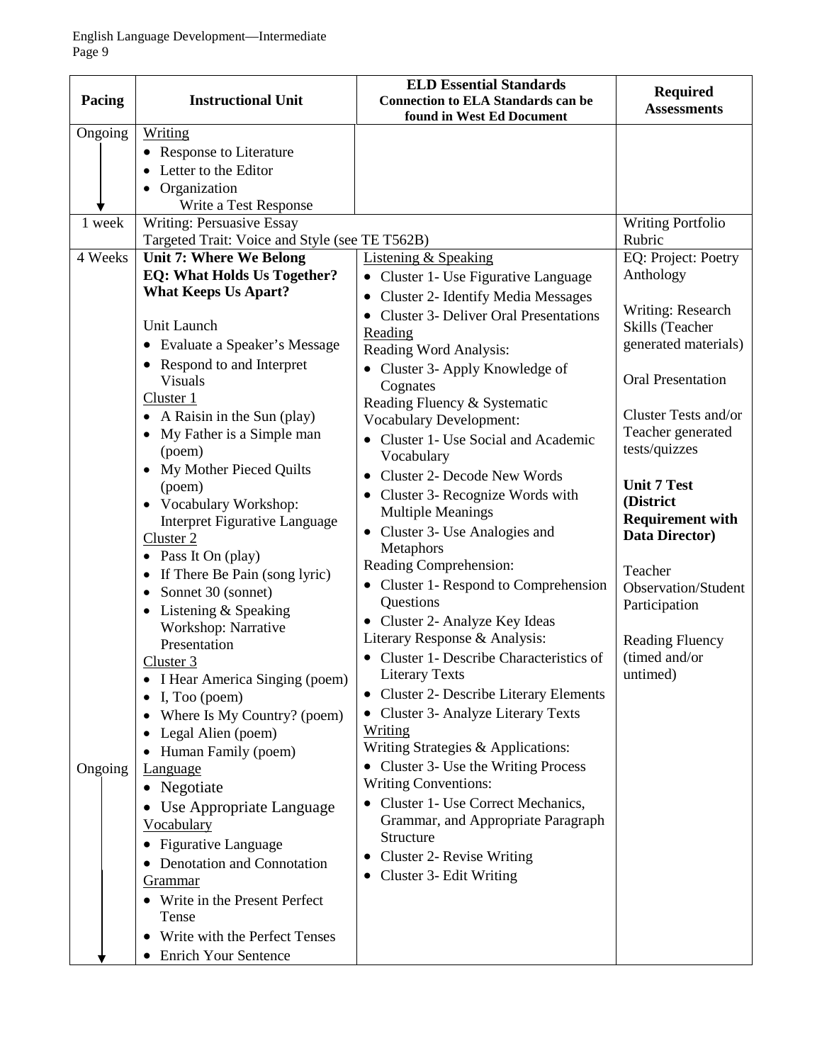| Pacing | Instructional Unit | ELD Essential Standards<br>Connection to ELA Standards can be found in West Ed Document | Required Assessments |
|---|---|---|---|
| Ongoing ↓ | Writing<br>• Response to Literature<br>• Letter to the Editor<br>• Organization<br>Write a Test Response | | |
| 1 week | Writing: Persuasive Essay<br>Targeted Trait: Voice and Style (see TE T562B) | | Writing Portfolio Rubric |
| 4 Weeks<br><br>Ongoing ↓ | **Unit 7: Where We Belong**<br>**EQ: What Holds Us Together? What Keeps Us Apart?**<br><br>Unit Launch<br>• Evaluate a Speaker's Message<br>• Respond to and Interpret Visuals<br>Cluster 1<br>• A Raisin in the Sun (play)<br>• My Father is a Simple man (poem)<br>• My Mother Pieced Quilts (poem)<br>• Vocabulary Workshop: Interpret Figurative Language<br>Cluster 2<br>• Pass It On (play)<br>• If There Be Pain (song lyric)<br>• Sonnet 30 (sonnet)<br>• Listening & Speaking Workshop: Narrative Presentation<br>Cluster 3<br>• I Hear America Singing (poem)<br>• I, Too (poem)<br>• Where Is My Country? (poem)<br>• Legal Alien (poem)<br>• Human Family (poem)<br>Language<br>• Negotiate<br>• Use Appropriate Language<br>Vocabulary<br>• Figurative Language<br>• Denotation and Connotation<br>Grammar<br>• Write in the Present Perfect Tense<br>• Write with the Perfect Tenses<br>• Enrich Your Sentence | Listening & Speaking<br>• Cluster 1- Use Figurative Language<br>• Cluster 2- Identify Media Messages<br>• Cluster 3- Deliver Oral Presentations<br>Reading<br>Reading Word Analysis:<br>• Cluster 3- Apply Knowledge of Cognates<br>Reading Fluency & Systematic Vocabulary Development:<br>• Cluster 1- Use Social and Academic Vocabulary<br>• Cluster 2- Decode New Words<br>• Cluster 3- Recognize Words with Multiple Meanings<br>• Cluster 3- Use Analogies and Metaphors<br>Reading Comprehension:<br>• Cluster 1- Respond to Comprehension Questions<br>• Cluster 2- Analyze Key Ideas<br>Literary Response & Analysis:<br>• Cluster 1- Describe Characteristics of Literary Texts<br>• Cluster 2- Describe Literary Elements<br>• Cluster 3- Analyze Literary Texts<br>Writing<br>Writing Strategies & Applications:<br>• Cluster 3- Use the Writing Process<br>Writing Conventions:<br>• Cluster 1- Use Correct Mechanics, Grammar, and Appropriate Paragraph Structure<br>• Cluster 2- Revise Writing<br>• Cluster 3- Edit Writing | EQ: Project: Poetry Anthology<br><br>Writing: Research Skills (Teacher generated materials)<br><br>Oral Presentation<br><br>Cluster Tests and/or Teacher generated tests/quizzes<br><br>**Unit 7 Test (District Requirement with Data Director)**<br><br>Teacher Observation/Student Participation<br><br>Reading Fluency (timed and/or untimed) |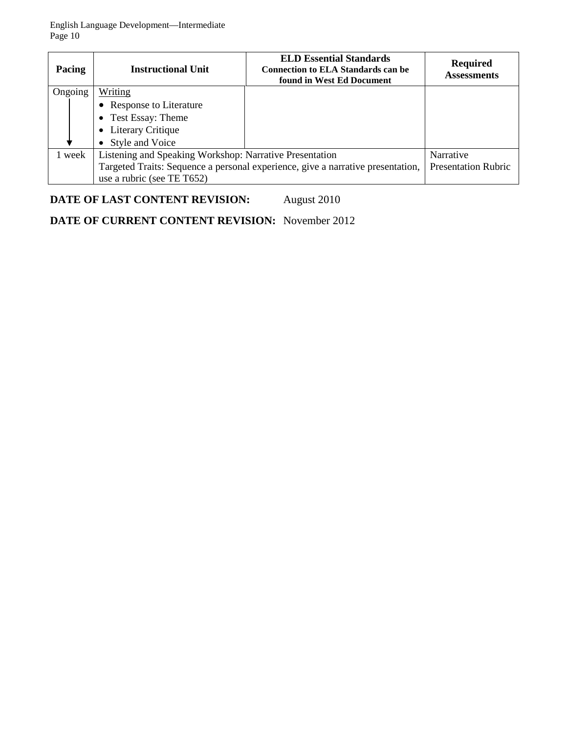| Pacing | Instructional Unit | ELD Essential Standards<br>Connection to ELA Standards can be found in West Ed Document | Required Assessments |
|---|---|---|---|
| Ongoing ↓ | Writing<br>• Response to Literature<br>• Test Essay: Theme<br>• Literary Critique<br>• Style and Voice | | |
| 1 week | Listening and Speaking Workshop: Narrative Presentation<br>Targeted Traits: Sequence a personal experience, give a narrative presentation, use a rubric (see TE T652) | | Narrative Presentation Rubric |

**DATE OF LAST CONTENT REVISION:** August 2010

**DATE OF CURRENT CONTENT REVISION:** November 2012